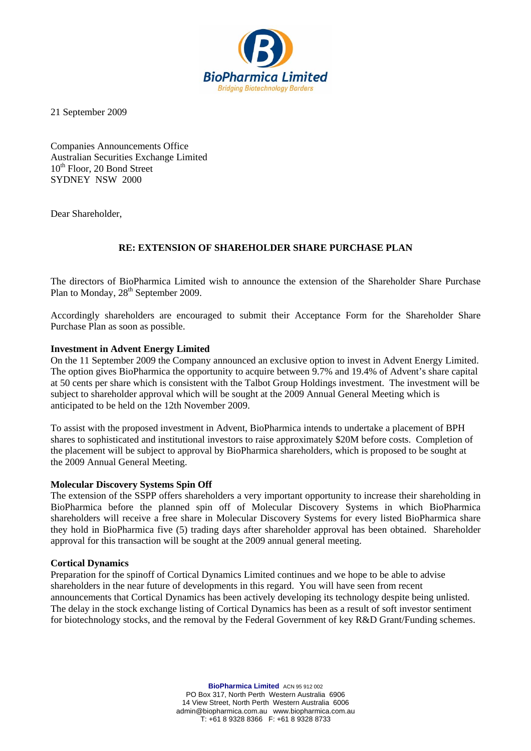BioPharmica Limited
Bridging Biotechnology Borders

21 September 2009

Companies Announcements Office
Australian Securities Exchange Limited
10th Floor, 20 Bond Street
SYDNEY NSW 2000

Dear Shareholder,

**RE: EXTENSION OF SHAREHOLDER SHARE PURCHASE PLAN**

The directors of BioPharmica Limited wish to announce the extension of the Shareholder Share Purchase Plan to Monday, 28th September 2009.

Accordingly shareholders are encouraged to submit their Acceptance Form for the Shareholder Share Purchase Plan as soon as possible.

**Investment in Advent Energy Limited**

On the 11 September 2009 the Company announced an exclusive option to invest in Advent Energy Limited. The option gives BioPharmica the opportunity to acquire between 9.7% and 19.4% of Advent's share capital at 50 cents per share which is consistent with the Talbot Group Holdings investment. The investment will be subject to shareholder approval which will be sought at the 2009 Annual General Meeting which is anticipated to be held on the 12th November 2009.

To assist with the proposed investment in Advent, BioPharmica intends to undertake a placement of BPH shares to sophisticated and institutional investors to raise approximately $20M before costs. Completion of the placement will be subject to approval by BioPharmica shareholders, which is proposed to be sought at the 2009 Annual General Meeting.

**Molecular Discovery Systems Spin Off**

The extension of the SSPP offers shareholders a very important opportunity to increase their shareholding in BioPharmica before the planned spin off of Molecular Discovery Systems in which BioPharmica shareholders will receive a free share in Molecular Discovery Systems for every listed BioPharmica share they hold in BioPharmica five (5) trading days after shareholder approval has been obtained. Shareholder approval for this transaction will be sought at the 2009 annual general meeting.

**Cortical Dynamics**

Preparation for the spinoff of Cortical Dynamics Limited continues and we hope to be able to advise shareholders in the near future of developments in this regard. You will have seen from recent announcements that Cortical Dynamics has been actively developing its technology despite being unlisted. The delay in the stock exchange listing of Cortical Dynamics has been as a result of soft investor sentiment for biotechnology stocks, and the removal by the Federal Government of key R&D Grant/Funding schemes.

**BioPharmica Limited** ACN 95 912 002
PO Box 317, North Perth Western Australia 6906
14 View Street, North Perth Western Australia 6006
admin@biopharmica.com.au www.biopharmica.com.au
T: +61 8 9328 8366 F: +61 8 9328 8733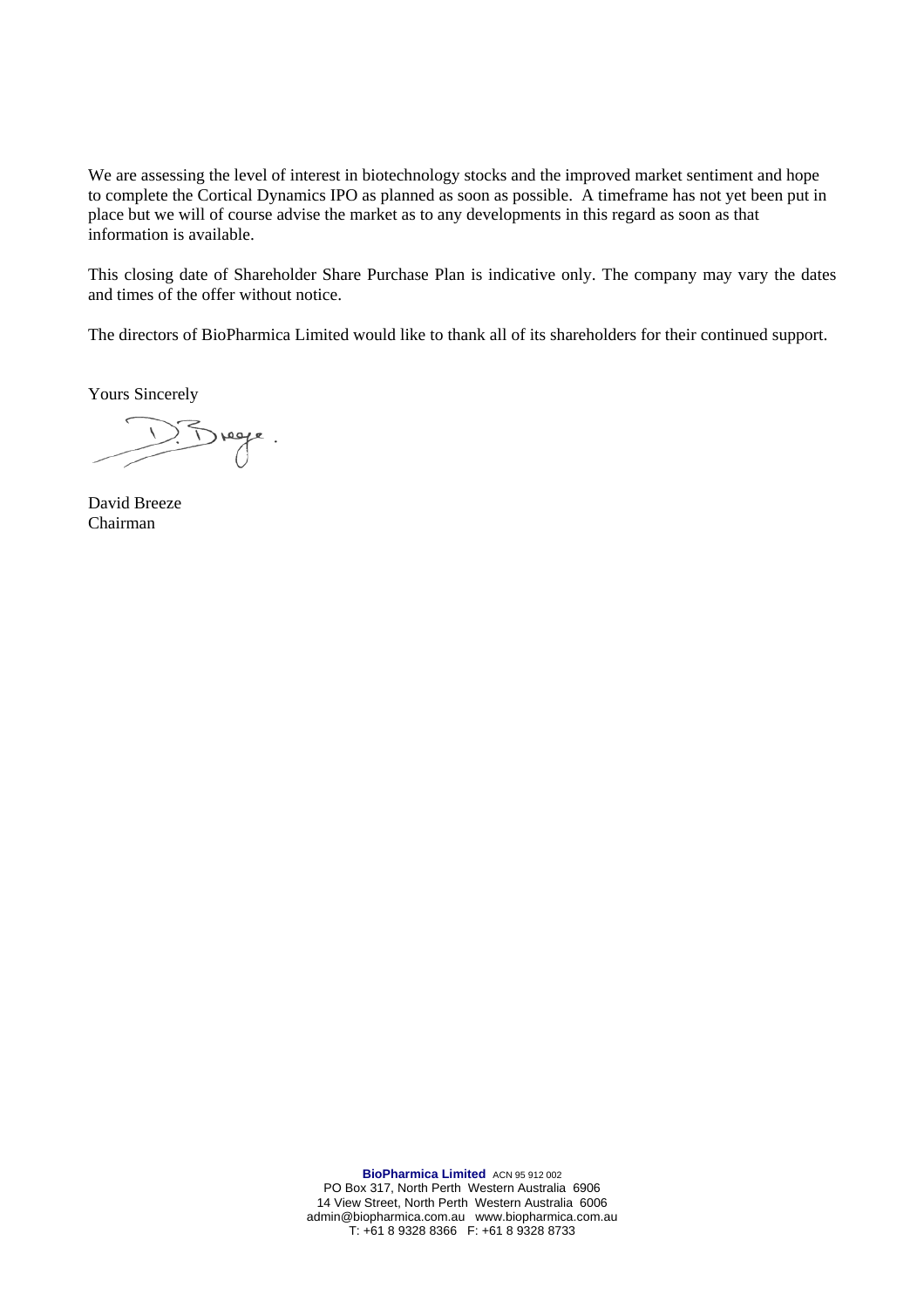We are assessing the level of interest in biotechnology stocks and the improved market sentiment and hope to complete the Cortical Dynamics IPO as planned as soon as possible. A timeframe has not yet been put in place but we will of course advise the market as to any developments in this regard as soon as that information is available.

This closing date of Shareholder Share Purchase Plan is indicative only. The company may vary the dates and times of the offer without notice.

The directors of BioPharmica Limited would like to thank all of its shareholders for their continued support.

Yours Sincerely

David Breeze
Chairman

**BioPharmica Limited** ACN 95 912 002
PO Box 317, North Perth Western Australia 6906
14 View Street, North Perth Western Australia 6006
admin@biopharmica.com.au www.biopharmica.com.au
T: +61 8 9328 8366 F: +61 8 9328 8733